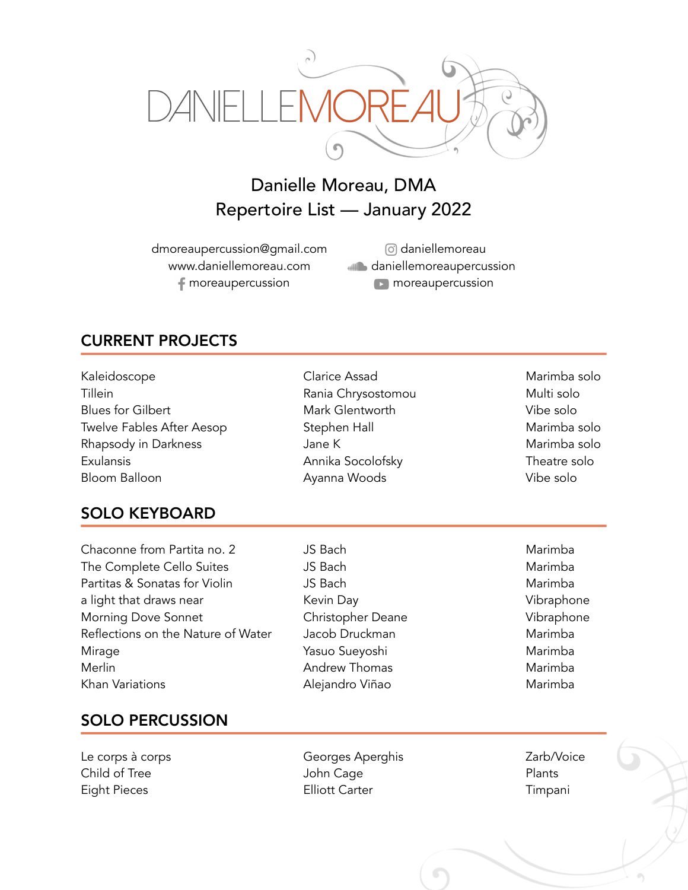# DANIELLEMOREAU

## Danielle Moreau, DMA
## Repertoire List — January 2022

dmoreaupercussion@gmail.com
www.daniellemoreau.com
moreaupercussion (Facebook)
daniellemoreau (Instagram)
daniellemoreaupercussion (SoundCloud)
moreaupercussion (YouTube)

## CURRENT PROJECTS

| | | |
|---|---|---|
| Kaleidoscope | Clarice Assad | Marimba solo |
| Tillein | Rania Chrysostomou | Multi solo |
| Blues for Gilbert | Mark Glentworth | Vibe solo |
| Twelve Fables After Aesop | Stephen Hall | Marimba solo |
| Rhapsody in Darkness | Jane K | Marimba solo |
| Exulansis | Annika Socolofsky | Theatre solo |
| Bloom Balloon | Ayanna Woods | Vibe solo |

## SOLO KEYBOARD

| | | |
|---|---|---|
| Chaconne from Partita no. 2 | JS Bach | Marimba |
| The Complete Cello Suites | JS Bach | Marimba |
| Partitas & Sonatas for Violin | JS Bach | Marimba |
| a light that draws near | Kevin Day | Vibraphone |
| Morning Dove Sonnet | Christopher Deane | Vibraphone |
| Reflections on the Nature of Water | Jacob Druckman | Marimba |
| Mirage | Yasuo Sueyoshi | Marimba |
| Merlin | Andrew Thomas | Marimba |
| Khan Variations | Alejandro Viñao | Marimba |

## SOLO PERCUSSION

| | | |
|---|---|---|
| Le corps à corps | Georges Aperghis | Zarb/Voice |
| Child of Tree | John Cage | Plants |
| Eight Pieces | Elliott Carter | Timpani |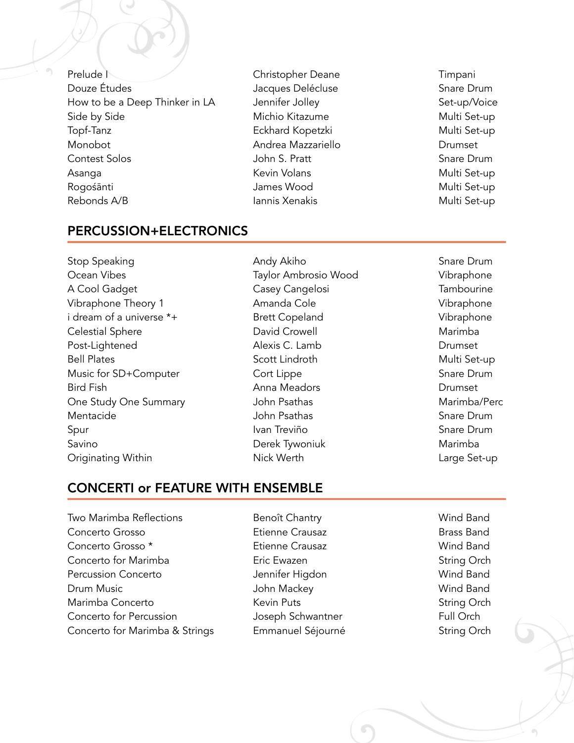| | | |
|---|---|---|
| Prelude I | Christopher Deane | Timpani |
| Douze Études | Jacques Delécluse | Snare Drum |
| How to be a Deep Thinker in LA | Jennifer Jolley | Set-up/Voice |
| Side by Side | Michio Kitazume | Multi Set-up |
| Topf-Tanz | Eckhard Kopetzki | Multi Set-up |
| Monobot | Andrea Mazzariello | Drumset |
| Contest Solos | John S. Pratt | Snare Drum |
| Asanga | Kevin Volans | Multi Set-up |
| Rogosánti | James Wood | Multi Set-up |
| Rebonds A/B | Iannis Xenakis | Multi Set-up |

## PERCUSSION+ELECTRONICS

| | | |
|---|---|---|
| Stop Speaking | Andy Akiho | Snare Drum |
| Ocean Vibes | Taylor Ambrosio Wood | Vibraphone |
| A Cool Gadget | Casey Cangelosi | Tambourine |
| Vibraphone Theory 1 | Amanda Cole | Vibraphone |
| i dream of a universe *+ | Brett Copeland | Vibraphone |
| Celestial Sphere | David Crowell | Marimba |
| Post-Lightened | Alexis C. Lamb | Drumset |
| Bell Plates | Scott Lindroth | Multi Set-up |
| Music for SD+Computer | Cort Lippe | Snare Drum |
| Bird Fish | Anna Meadors | Drumset |
| One Study One Summary | John Psathas | Marimba/Perc |
| Mentacide | John Psathas | Snare Drum |
| Spur | Ivan Treviño | Snare Drum |
| Savino | Derek Tywoniuk | Marimba |
| Originating Within | Nick Werth | Large Set-up |

## CONCERTI or FEATURE WITH ENSEMBLE

| | | |
|---|---|---|
| Two Marimba Reflections | Benoît Chantry | Wind Band |
| Concerto Grosso | Etienne Crausaz | Brass Band |
| Concerto Grosso * | Etienne Crausaz | Wind Band |
| Concerto for Marimba | Eric Ewazen | String Orch |
| Percussion Concerto | Jennifer Higdon | Wind Band |
| Drum Music | John Mackey | Wind Band |
| Marimba Concerto | Kevin Puts | String Orch |
| Concerto for Percussion | Joseph Schwantner | Full Orch |
| Concerto for Marimba & Strings | Emmanuel Séjourné | String Orch |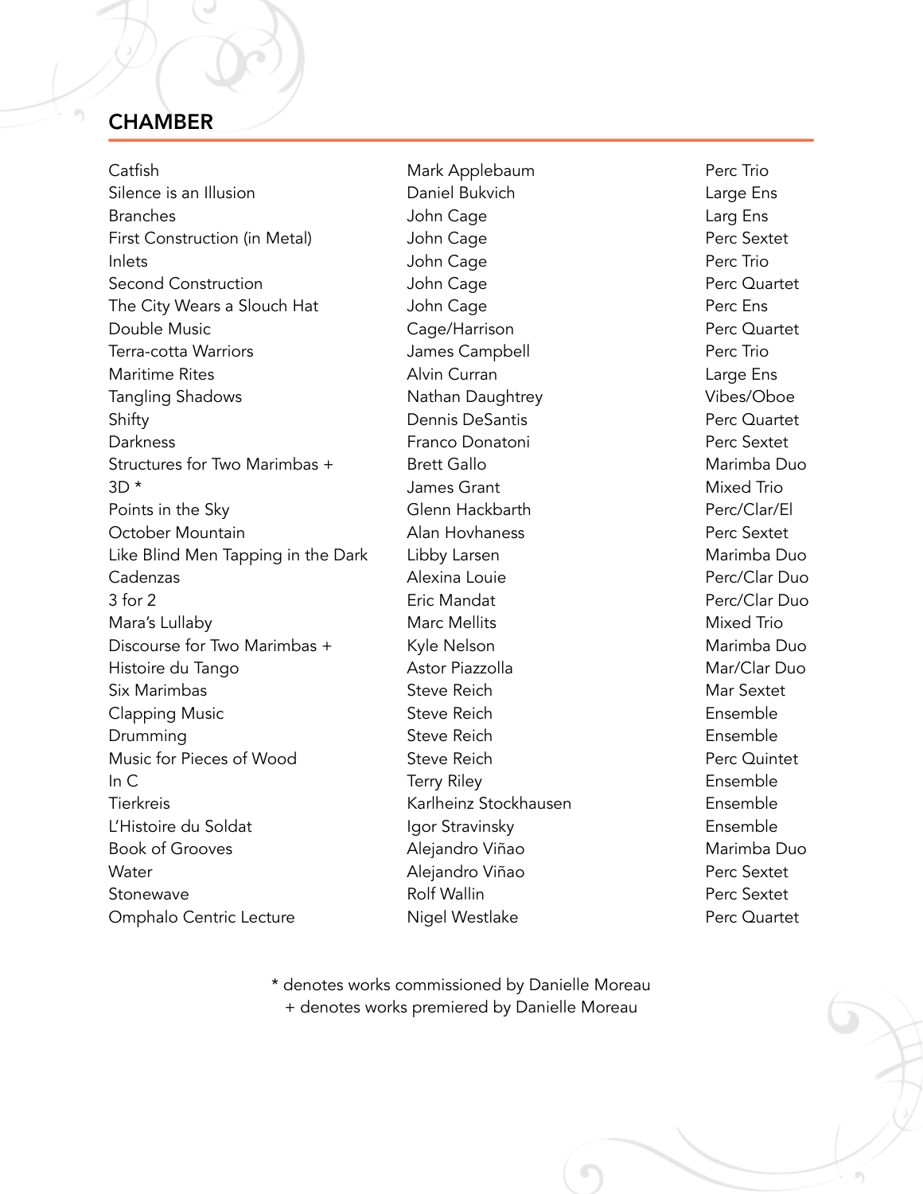## CHAMBER

| | | |
|---|---|---|
| Catfish | Mark Applebaum | Perc Trio |
| Silence is an Illusion | Daniel Bukvich | Large Ens |
| Branches | John Cage | Larg Ens |
| First Construction (in Metal) | John Cage | Perc Sextet |
| Inlets | John Cage | Perc Trio |
| Second Construction | John Cage | Perc Quartet |
| The City Wears a Slouch Hat | John Cage | Perc Ens |
| Double Music | Cage/Harrison | Perc Quartet |
| Terra-cotta Warriors | James Campbell | Perc Trio |
| Maritime Rites | Alvin Curran | Large Ens |
| Tangling Shadows | Nathan Daughtrey | Vibes/Oboe |
| Shifty | Dennis DeSantis | Perc Quartet |
| Darkness | Franco Donatoni | Perc Sextet |
| Structures for Two Marimbas + | Brett Gallo | Marimba Duo |
| 3D * | James Grant | Mixed Trio |
| Points in the Sky | Glenn Hackbarth | Perc/Clar/El |
| October Mountain | Alan Hovhaness | Perc Sextet |
| Like Blind Men Tapping in the Dark | Libby Larsen | Marimba Duo |
| Cadenzas | Alexina Louie | Perc/Clar Duo |
| 3 for 2 | Eric Mandat | Perc/Clar Duo |
| Mara's Lullaby | Marc Mellits | Mixed Trio |
| Discourse for Two Marimbas + | Kyle Nelson | Marimba Duo |
| Histoire du Tango | Astor Piazzolla | Mar/Clar Duo |
| Six Marimbas | Steve Reich | Mar Sextet |
| Clapping Music | Steve Reich | Ensemble |
| Drumming | Steve Reich | Ensemble |
| Music for Pieces of Wood | Steve Reich | Perc Quintet |
| In C | Terry Riley | Ensemble |
| Tierkreis | Karlheinz Stockhausen | Ensemble |
| L'Histoire du Soldat | Igor Stravinsky | Ensemble |
| Book of Grooves | Alejandro Viñao | Marimba Duo |
| Water | Alejandro Viñao | Perc Sextet |
| Stonewave | Rolf Wallin | Perc Sextet |
| Omphalo Centric Lecture | Nigel Westlake | Perc Quartet |

* denotes works commissioned by Danielle Moreau

+ denotes works premiered by Danielle Moreau